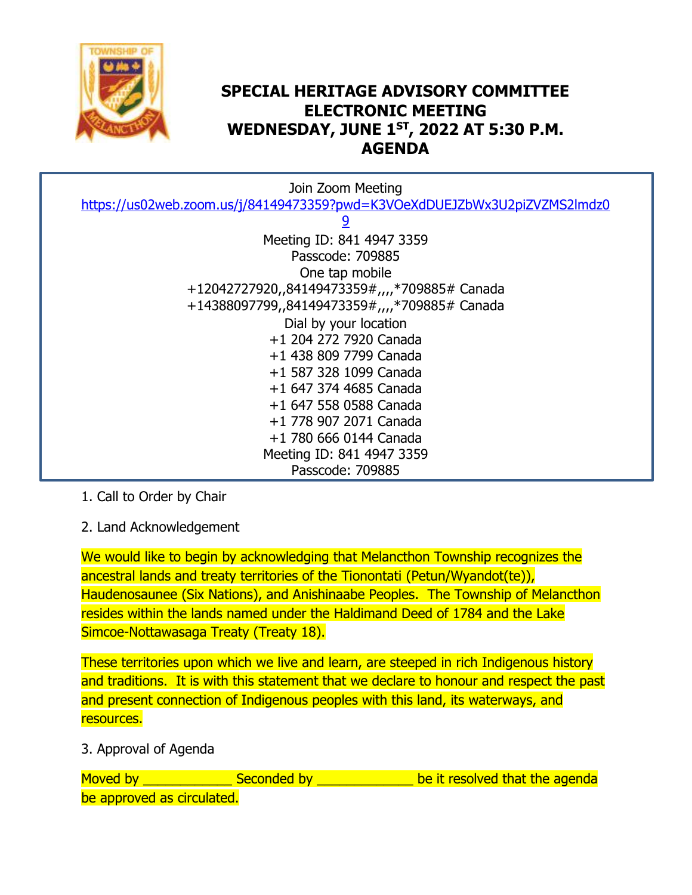# SPECIAL HERITAGE ADVISORY COMMITTEE ELECTRONIC MEETING WEDNESDAY, JUNE 1ST, 2022 AT 5:30 P.M. AGENDA

Join Zoom Meeting
https://us02web.zoom.us/j/84149473359?pwd=K3VOeXdDUEJZbWx3U2piZVZMS2lmdz09

Meeting ID: 841 4947 3359
Passcode: 709885
One tap mobile
+12042727920,,84149473359#,,,,*709885# Canada
+14388097799,,84149473359#,,,,*709885# Canada
Dial by your location
+1 204 272 7920 Canada
+1 438 809 7799 Canada
+1 587 328 1099 Canada
+1 647 374 4685 Canada
+1 647 558 0588 Canada
+1 778 907 2071 Canada
+1 780 666 0144 Canada
Meeting ID: 841 4947 3359
Passcode: 709885

1. Call to Order by Chair

2. Land Acknowledgement

We would like to begin by acknowledging that Melancthon Township recognizes the ancestral lands and treaty territories of the Tionontati (Petun/Wyandot(te)), Haudenosaunee (Six Nations), and Anishinaabe Peoples. The Township of Melancthon resides within the lands named under the Haldimand Deed of 1784 and the Lake Simcoe-Nottawasaga Treaty (Treaty 18).

These territories upon which we live and learn, are steeped in rich Indigenous history and traditions. It is with this statement that we declare to honour and respect the past and present connection of Indigenous peoples with this land, its waterways, and resources.

3. Approval of Agenda

Moved by ____________ Seconded by _____________ be it resolved that the agenda be approved as circulated.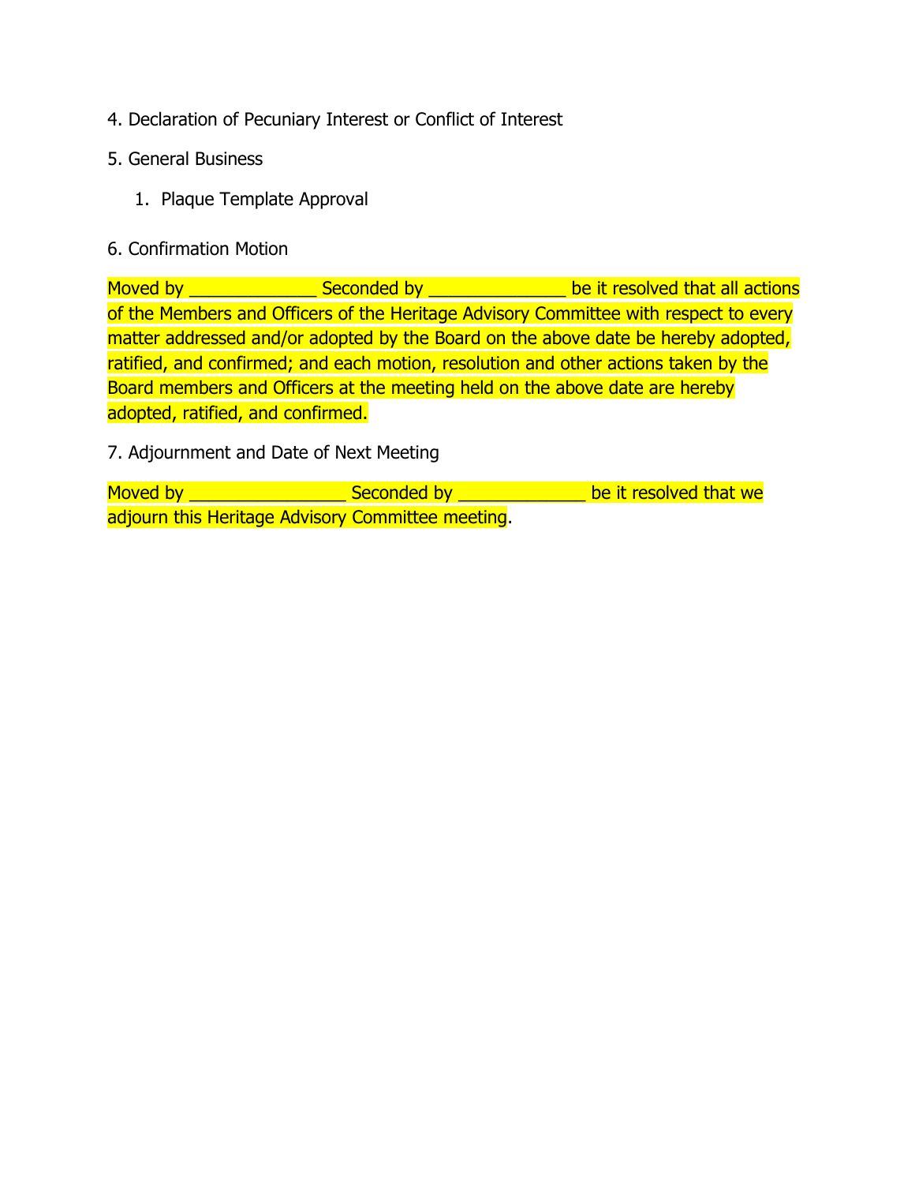4. Declaration of Pecuniary Interest or Conflict of Interest

5. General Business

    1. Plaque Template Approval

6. Confirmation Motion

Moved by _____________ Seconded by ______________ be it resolved that all actions of the Members and Officers of the Heritage Advisory Committee with respect to every matter addressed and/or adopted by the Board on the above date be hereby adopted, ratified, and confirmed; and each motion, resolution and other actions taken by the Board members and Officers at the meeting held on the above date are hereby adopted, ratified, and confirmed.

7. Adjournment and Date of Next Meeting

Moved by ________________ Seconded by _____________ be it resolved that we adjourn this Heritage Advisory Committee meeting.